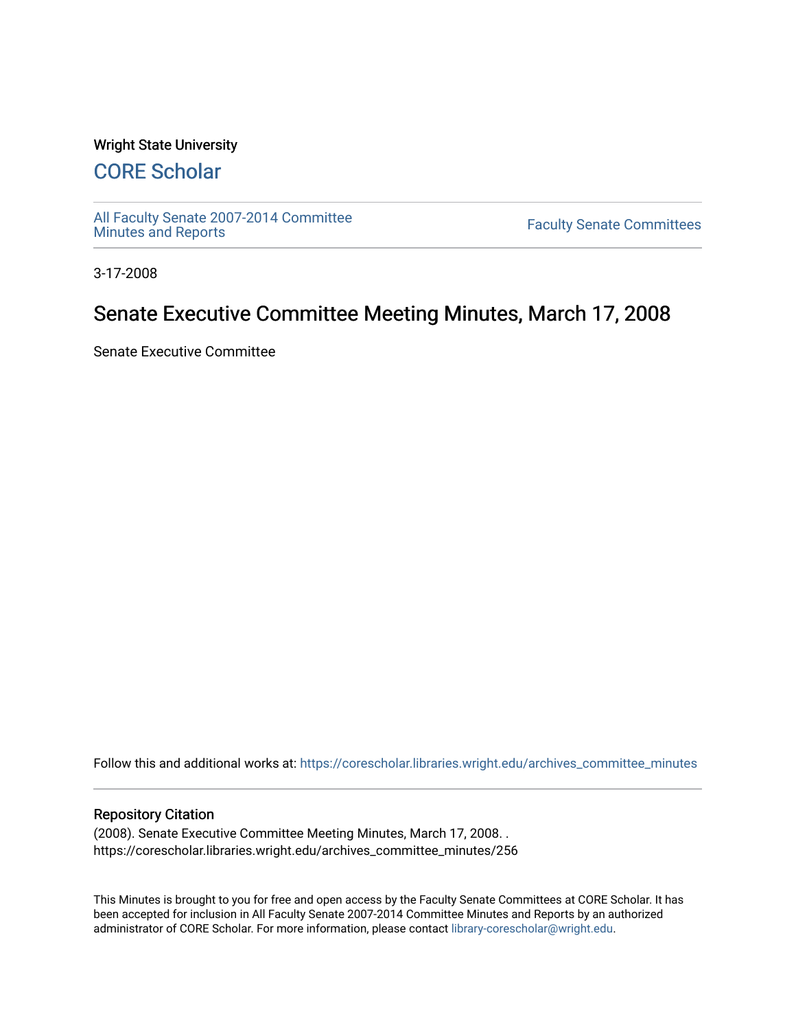Wright State University

# CORE Scholar

All Faculty Senate 2007-2014 Committee Minutes and Reports

Faculty Senate Committees

3-17-2008

## Senate Executive Committee Meeting Minutes, March 17, 2008

Senate Executive Committee

Follow this and additional works at: https://corescholar.libraries.wright.edu/archives_committee_minutes

### Repository Citation

(2008). Senate Executive Committee Meeting Minutes, March 17, 2008. .
https://corescholar.libraries.wright.edu/archives_committee_minutes/256

This Minutes is brought to you for free and open access by the Faculty Senate Committees at CORE Scholar. It has been accepted for inclusion in All Faculty Senate 2007-2014 Committee Minutes and Reports by an authorized administrator of CORE Scholar. For more information, please contact library-corescholar@wright.edu.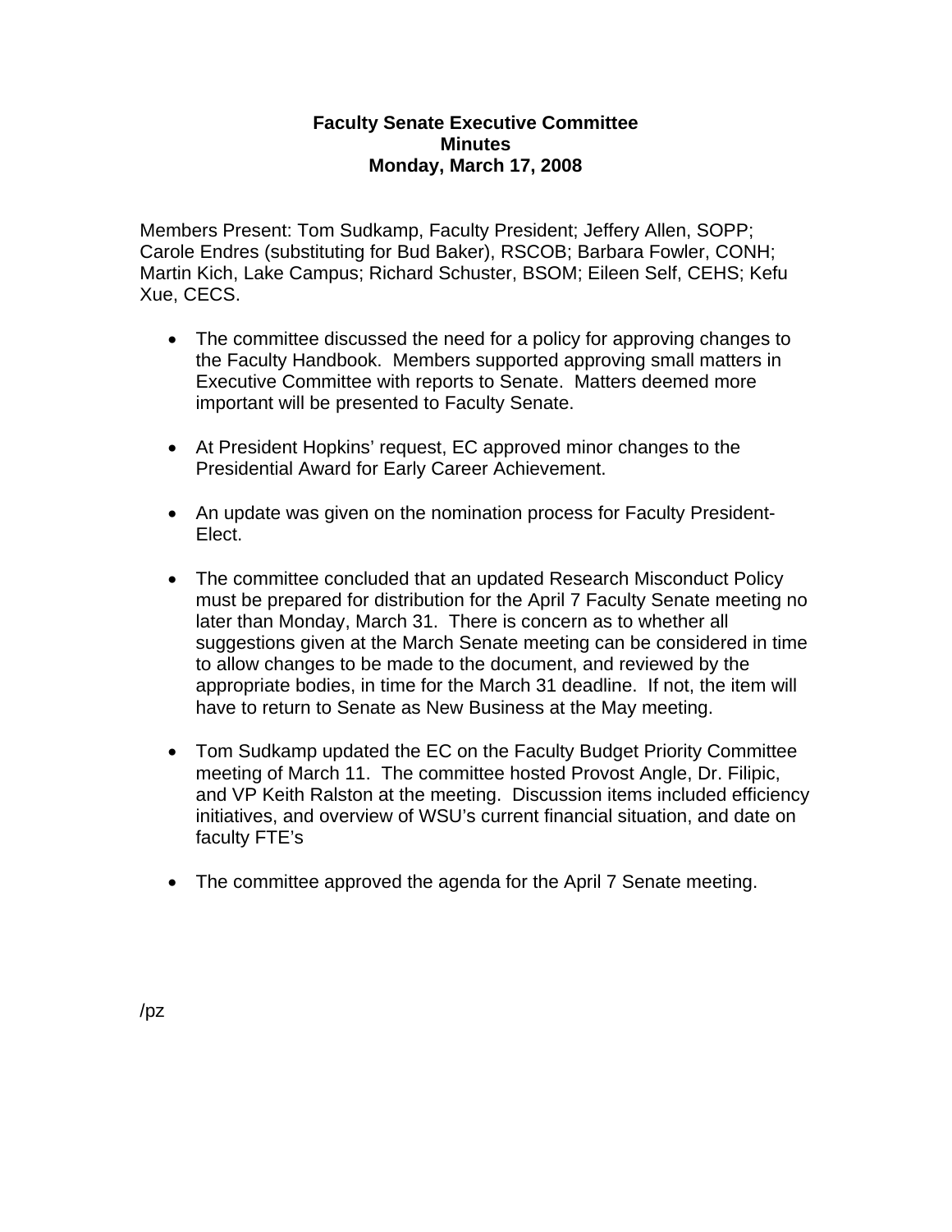**Faculty Senate Executive Committee**
**Minutes**
**Monday, March 17, 2008**

Members Present: Tom Sudkamp, Faculty President; Jeffery Allen, SOPP; Carole Endres (substituting for Bud Baker), RSCOB; Barbara Fowler, CONH; Martin Kich, Lake Campus; Richard Schuster, BSOM; Eileen Self, CEHS; Kefu Xue, CECS.

- The committee discussed the need for a policy for approving changes to the Faculty Handbook. Members supported approving small matters in Executive Committee with reports to Senate. Matters deemed more important will be presented to Faculty Senate.

- At President Hopkins' request, EC approved minor changes to the Presidential Award for Early Career Achievement.

- An update was given on the nomination process for Faculty President-Elect.

- The committee concluded that an updated Research Misconduct Policy must be prepared for distribution for the April 7 Faculty Senate meeting no later than Monday, March 31. There is concern as to whether all suggestions given at the March Senate meeting can be considered in time to allow changes to be made to the document, and reviewed by the appropriate bodies, in time for the March 31 deadline. If not, the item will have to return to Senate as New Business at the May meeting.

- Tom Sudkamp updated the EC on the Faculty Budget Priority Committee meeting of March 11. The committee hosted Provost Angle, Dr. Filipic, and VP Keith Ralston at the meeting. Discussion items included efficiency initiatives, and overview of WSU's current financial situation, and date on faculty FTE's

- The committee approved the agenda for the April 7 Senate meeting.

/pz